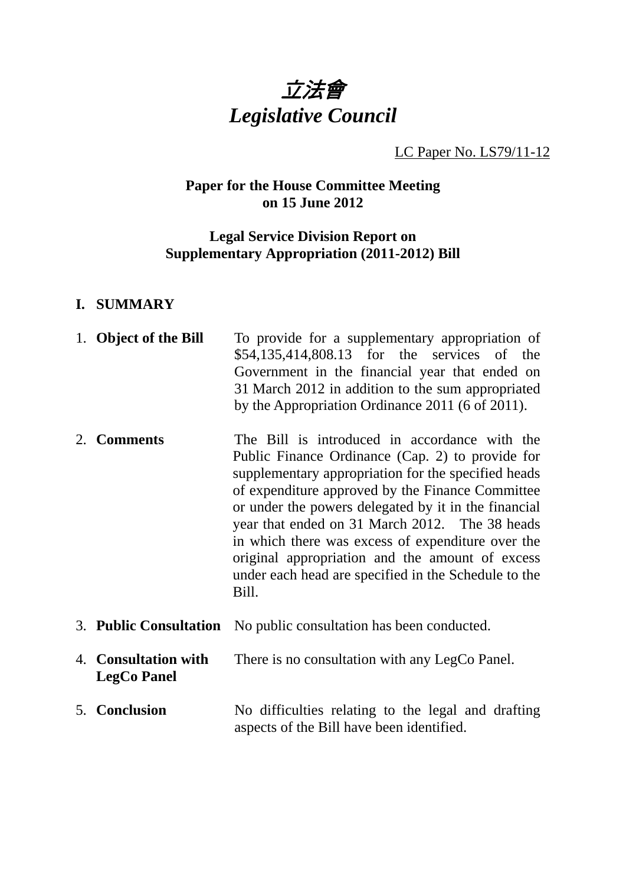# *立法會*
# *Legislative Council*

LC Paper No. LS79/11-12

**Paper for the House Committee Meeting on 15 June 2012**

**Legal Service Division Report on Supplementary Appropriation (2011-2012) Bill**

## I. SUMMARY

1. **Object of the Bill** To provide for a supplementary appropriation of $54,135,414,808.13 for the services of the Government in the financial year that ended on 31 March 2012 in addition to the sum appropriated by the Appropriation Ordinance 2011 (6 of 2011).

2. **Comments** The Bill is introduced in accordance with the Public Finance Ordinance (Cap. 2) to provide for supplementary appropriation for the specified heads of expenditure approved by the Finance Committee or under the powers delegated by it in the financial year that ended on 31 March 2012. The 38 heads in which there was excess of expenditure over the original appropriation and the amount of excess under each head are specified in the Schedule to the Bill.

3. **Public Consultation** No public consultation has been conducted.

4. **Consultation with LegCo Panel** There is no consultation with any LegCo Panel.

5. **Conclusion** No difficulties relating to the legal and drafting aspects of the Bill have been identified.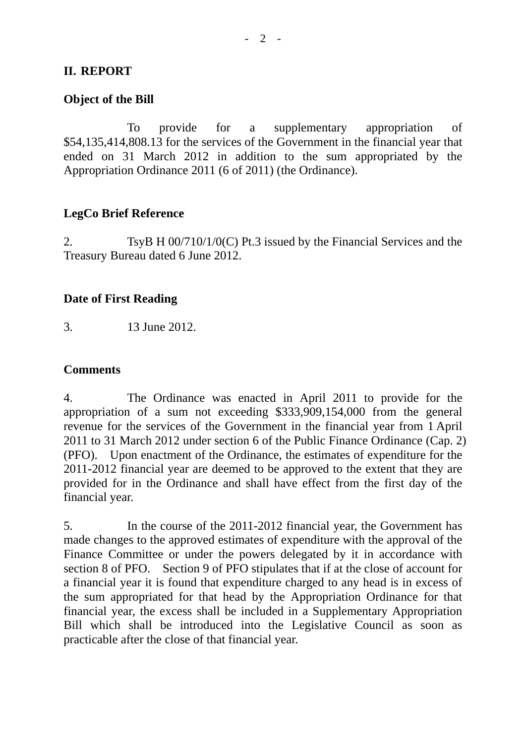## II. REPORT

### Object of the Bill

To provide for a supplementary appropriation of $54,135,414,808.13 for the services of the Government in the financial year that ended on 31 March 2012 in addition to the sum appropriated by the Appropriation Ordinance 2011 (6 of 2011) (the Ordinance).

### LegCo Brief Reference

2. TsyB H 00/710/1/0(C) Pt.3 issued by the Financial Services and the Treasury Bureau dated 6 June 2012.

### Date of First Reading

3. 13 June 2012.

### Comments

4. The Ordinance was enacted in April 2011 to provide for the appropriation of a sum not exceeding $333,909,154,000 from the general revenue for the services of the Government in the financial year from 1 April 2011 to 31 March 2012 under section 6 of the Public Finance Ordinance (Cap. 2) (PFO). Upon enactment of the Ordinance, the estimates of expenditure for the 2011-2012 financial year are deemed to be approved to the extent that they are provided for in the Ordinance and shall have effect from the first day of the financial year.

5. In the course of the 2011-2012 financial year, the Government has made changes to the approved estimates of expenditure with the approval of the Finance Committee or under the powers delegated by it in accordance with section 8 of PFO. Section 9 of PFO stipulates that if at the close of account for a financial year it is found that expenditure charged to any head is in excess of the sum appropriated for that head by the Appropriation Ordinance for that financial year, the excess shall be included in a Supplementary Appropriation Bill which shall be introduced into the Legislative Council as soon as practicable after the close of that financial year.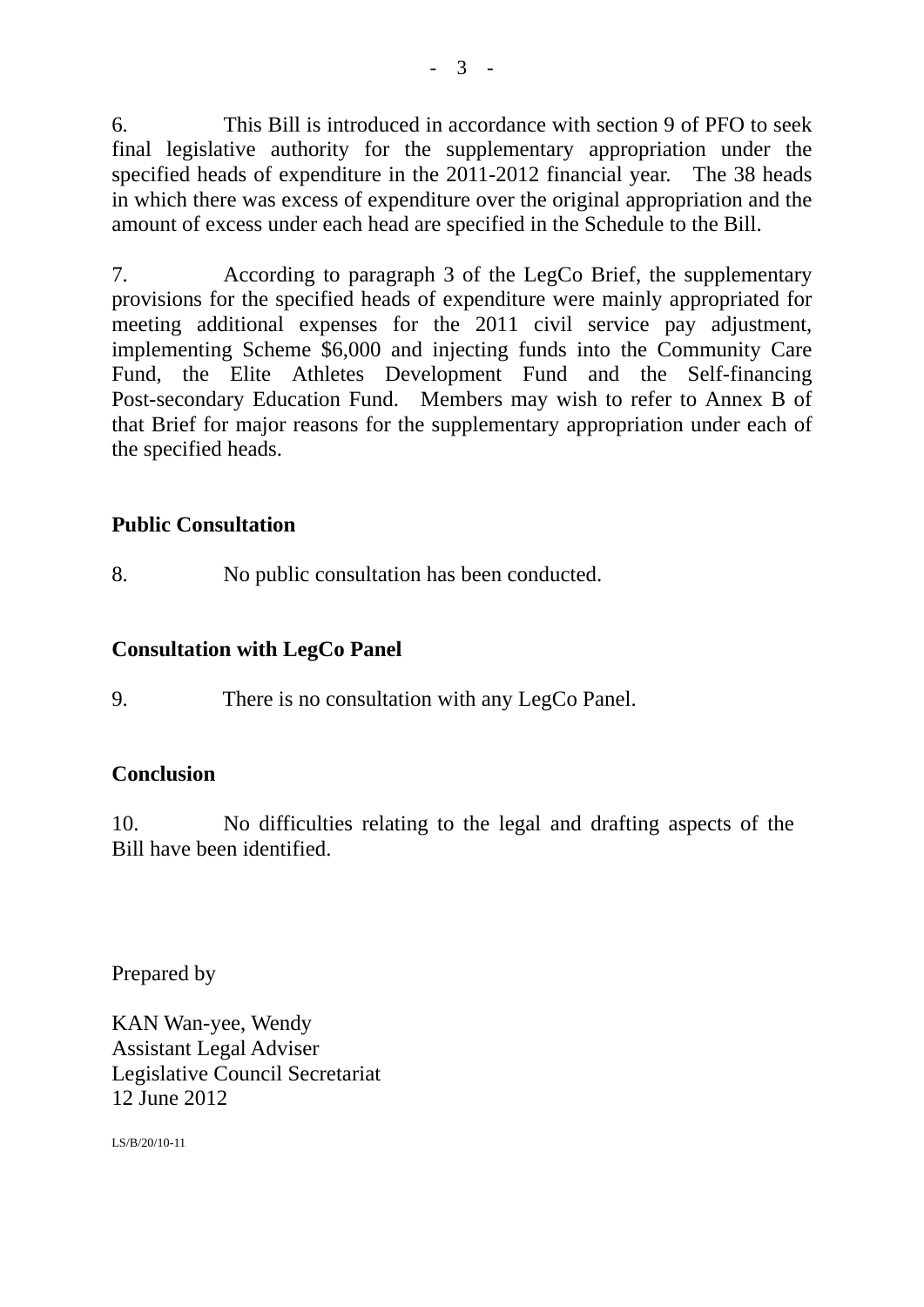6. This Bill is introduced in accordance with section 9 of PFO to seek final legislative authority for the supplementary appropriation under the specified heads of expenditure in the 2011-2012 financial year. The 38 heads in which there was excess of expenditure over the original appropriation and the amount of excess under each head are specified in the Schedule to the Bill.

7. According to paragraph 3 of the LegCo Brief, the supplementary provisions for the specified heads of expenditure were mainly appropriated for meeting additional expenses for the 2011 civil service pay adjustment, implementing Scheme $6,000 and injecting funds into the Community Care Fund, the Elite Athletes Development Fund and the Self-financing Post-secondary Education Fund. Members may wish to refer to Annex B of that Brief for major reasons for the supplementary appropriation under each of the specified heads.

**Public Consultation**

8. No public consultation has been conducted.

**Consultation with LegCo Panel**

9. There is no consultation with any LegCo Panel.

**Conclusion**

10. No difficulties relating to the legal and drafting aspects of the Bill have been identified.

Prepared by

KAN Wan-yee, Wendy
Assistant Legal Adviser
Legislative Council Secretariat
12 June 2012

LS/B/20/10-11